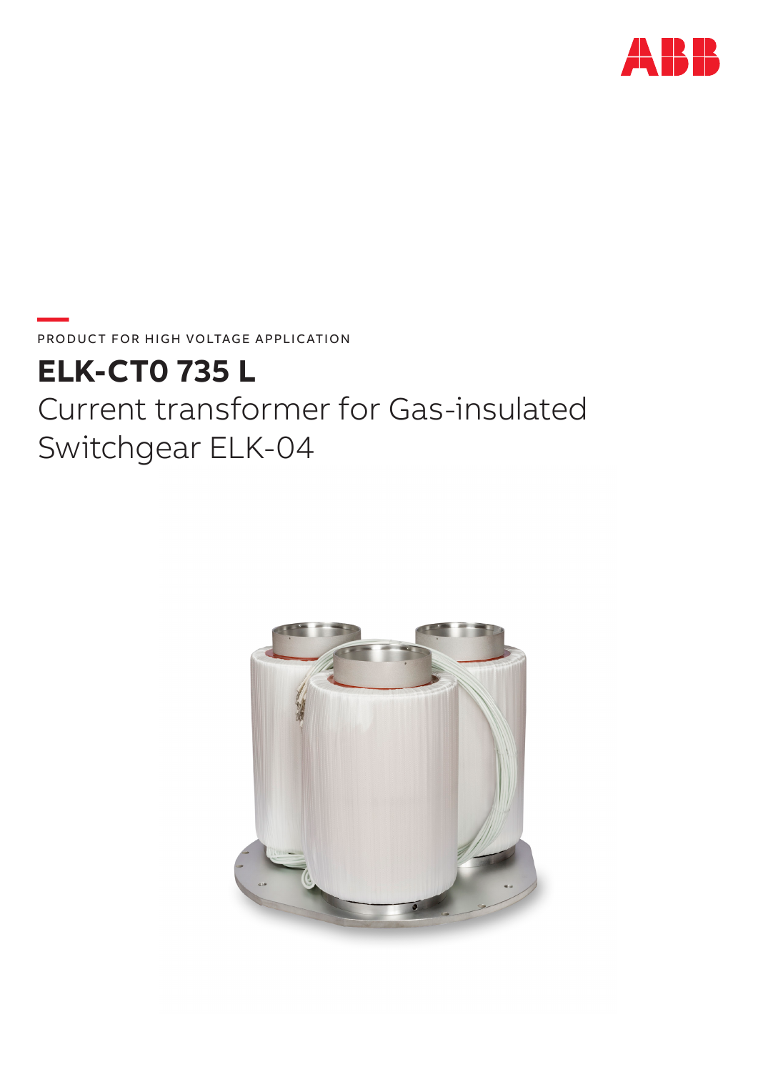PRODUCT FOR HIGH VOLTAGE APPLICATION

# ELK-CT0 735 L

## Current transformer for Gas-insulated Switchgear ELK-04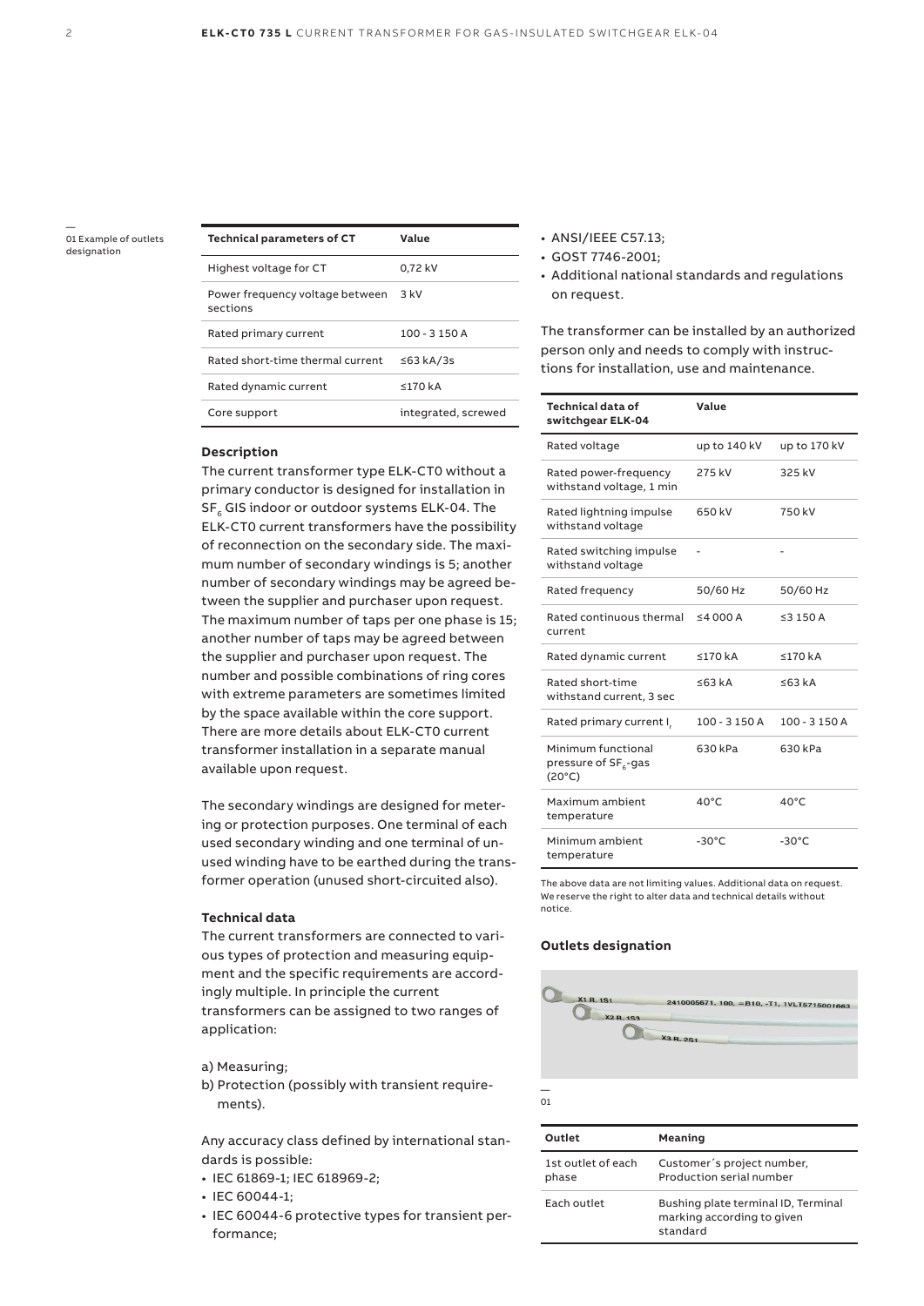| Technical parameters of CT | Value |
| --- | --- |
| Highest voltage for CT | 0,72 kV |
| Power frequency voltage between sections | 3 kV |
| Rated primary current | 100 - 3 150 A |
| Rated short-time thermal current | ≤63 kA/3s |
| Rated dynamic current | ≤170 kA |
| Core support | integrated, screwed |

### Description

The current transformer type ELK-CT0 without a primary conductor is designed for installation in $SF_6$ GIS indoor or outdoor systems ELK-04. The ELK-CT0 current transformers have the possibility of reconnection on the secondary side. The maximum number of secondary windings is 5; another number of secondary windings may be agreed between the supplier and purchaser upon request. The maximum number of taps per one phase is 15; another number of taps may be agreed between the supplier and purchaser upon request. The number and possible combinations of ring cores with extreme parameters are sometimes limited by the space available within the core support. There are more details about ELK-CT0 current transformer installation in a separate manual available upon request.

The secondary windings are designed for metering or protection purposes. One terminal of each used secondary winding and one terminal of unused winding have to be earthed during the transformer operation (unused short-circuited also).

### Technical data

The current transformers are connected to various types of protection and measuring equipment and the specific requirements are accordingly multiple. In principle the current transformers can be assigned to two ranges of application:

a) Measuring;
b) Protection (possibly with transient requirements).

Any accuracy class defined by international standards is possible:

- IEC 61869-1; IEC 618969-2;
- IEC 60044-1;
- IEC 60044-6 protective types for transient performance;
- ANSI/IEEE C57.13;
- GOST 7746-2001;
- Additional national standards and regulations on request.

The transformer can be installed by an authorized person only and needs to comply with instructions for installation, use and maintenance.

| Technical data of switchgear ELK-04 | Value | |
| --- | --- | --- |
| Rated voltage | up to 140 kV | up to 170 kV |
| Rated power-frequency withstand voltage, 1 min | 275 kV | 325 kV |
| Rated lightning impulse withstand voltage | 650 kV | 750 kV |
| Rated switching impulse withstand voltage | - | - |
| Rated frequency | 50/60 Hz | 50/60 Hz |
| Rated continuous thermal current | ≤4 000 A | ≤3 150 A |
| Rated dynamic current | ≤170 kA | ≤170 kA |
| Rated short-time withstand current, 3 sec | ≤63 kA | ≤63 kA |
| Rated primary current $I_r$ | 100 - 3 150 A | 100 - 3 150 A |
| Minimum functional pressure of $SF_6$-gas (20°C) | 630 kPa | 630 kPa |
| Maximum ambient temperature | 40°C | 40°C |
| Minimum ambient temperature | -30°C | -30°C |

The above data are not limiting values. Additional data on request. We reserve the right to alter data and technical details without notice.

### Outlets designation

01 Example of outlets designation

| Outlet | Meaning |
| --- | --- |
| 1st outlet of each phase | Customer´s project number, Production serial number |
| Each outlet | Bushing plate terminal ID, Terminal marking according to given standard |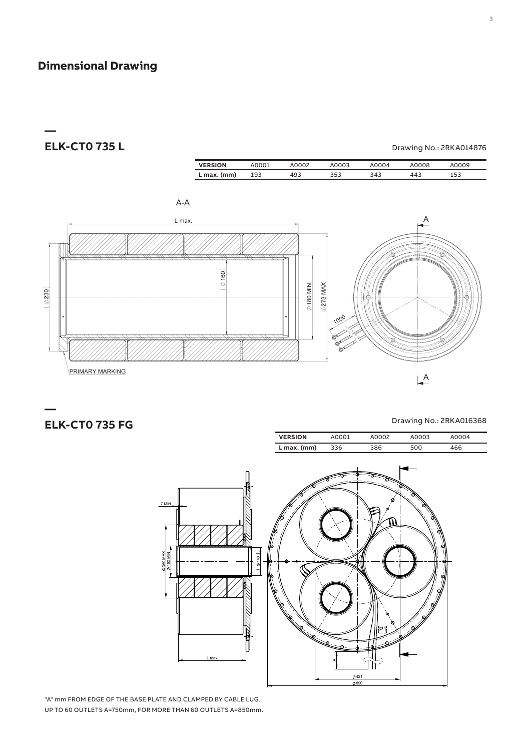# Dimensional Drawing

## ELK-CT0 735 L

Drawing No.: 2RKA014876

| VERSION | A0001 | A0002 | A0003 | A0004 | A0008 | A0009 |
|---|---|---|---|---|---|---|
| L max. (mm) | 193 | 493 | 353 | 343 | 443 | 153 |

A-A

L max.

(⌀230)

(⌀160)

⌀180 MIN

⌀273 MAX

1000

PRIMARY MARKING

A

A

## ELK-CT0 735 FG

Drawing No.: 2RKA016368

| VERSION | A0001 | A0002 | A0003 | A0004 |
|---|---|---|---|---|
| L max. (mm) | 336 | 386 | 500 | 466 |

7 MIN

⌀360 MAX

⌀162 MIN

(⌀140)

L max

P1

A

⌀421

⌀890

"A" mm FROM EDGE OF THE BASE PLATE AND CLAMPED BY CABLE LUG.
UP TO 60 OUTLETS A=750mm, FOR MORE THAN 60 OUTLETS A=850mm.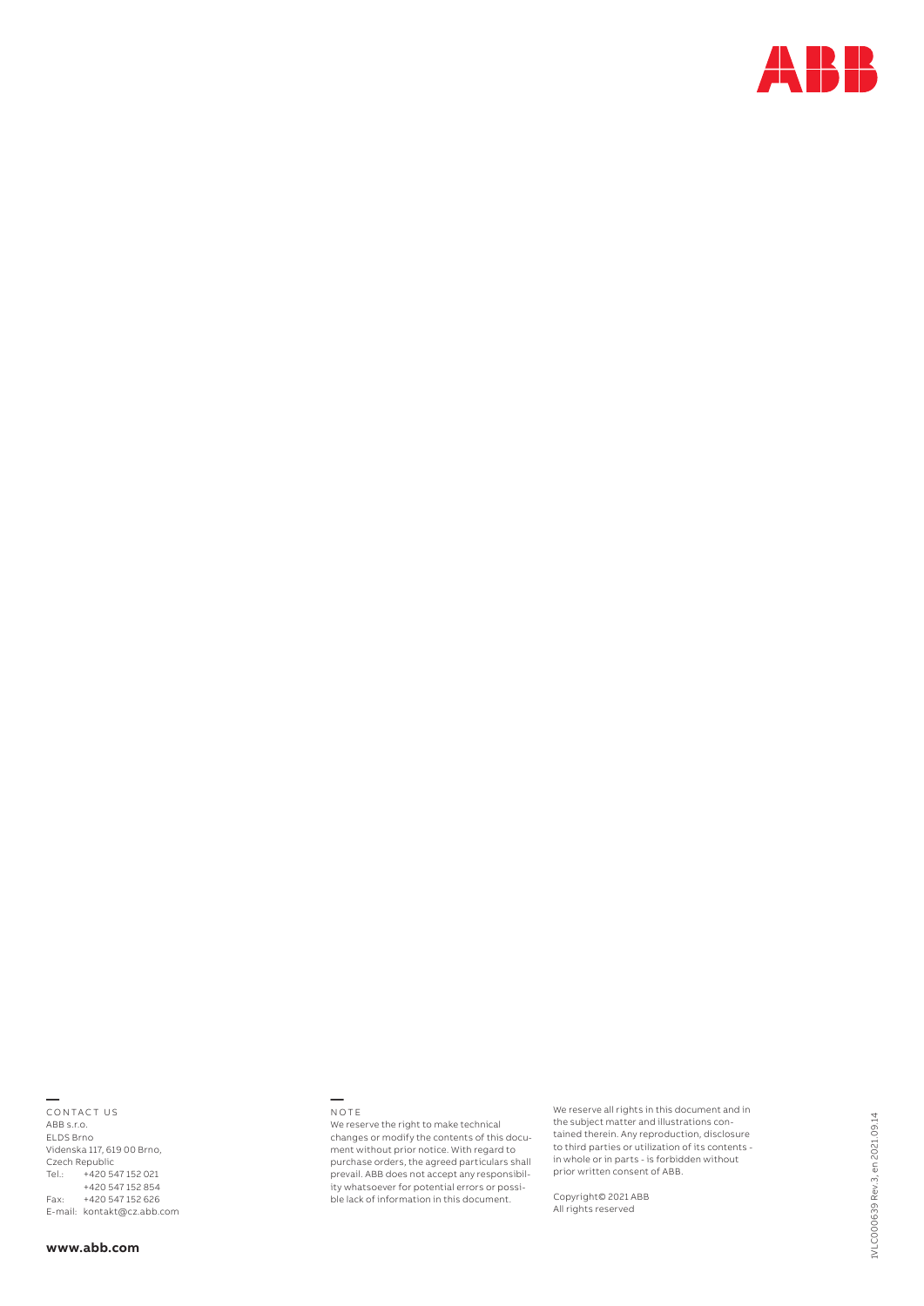CONTACT US

ABB s.r.o.
ELDS Brno
Videnska 117, 619 00 Brno,
Czech Republic
Tel.: +420 547 152 021
+420 547 152 854
Fax: +420 547 152 626
E-mail: kontakt@cz.abb.com

**www.abb.com**

NOTE

We reserve the right to make technical changes or modify the contents of this document without prior notice. With regard to purchase orders, the agreed particulars shall prevail. ABB does not accept any responsibility whatsoever for potential errors or possible lack of information in this document.

We reserve all rights in this document and in the subject matter and illustrations contained therein. Any reproduction, disclosure to third parties or utilization of its contents - in whole or in parts - is forbidden without prior written consent of ABB.

Copyright© 2021 ABB
All rights reserved

1VLC000639 Rev.3, en 2021.09.14